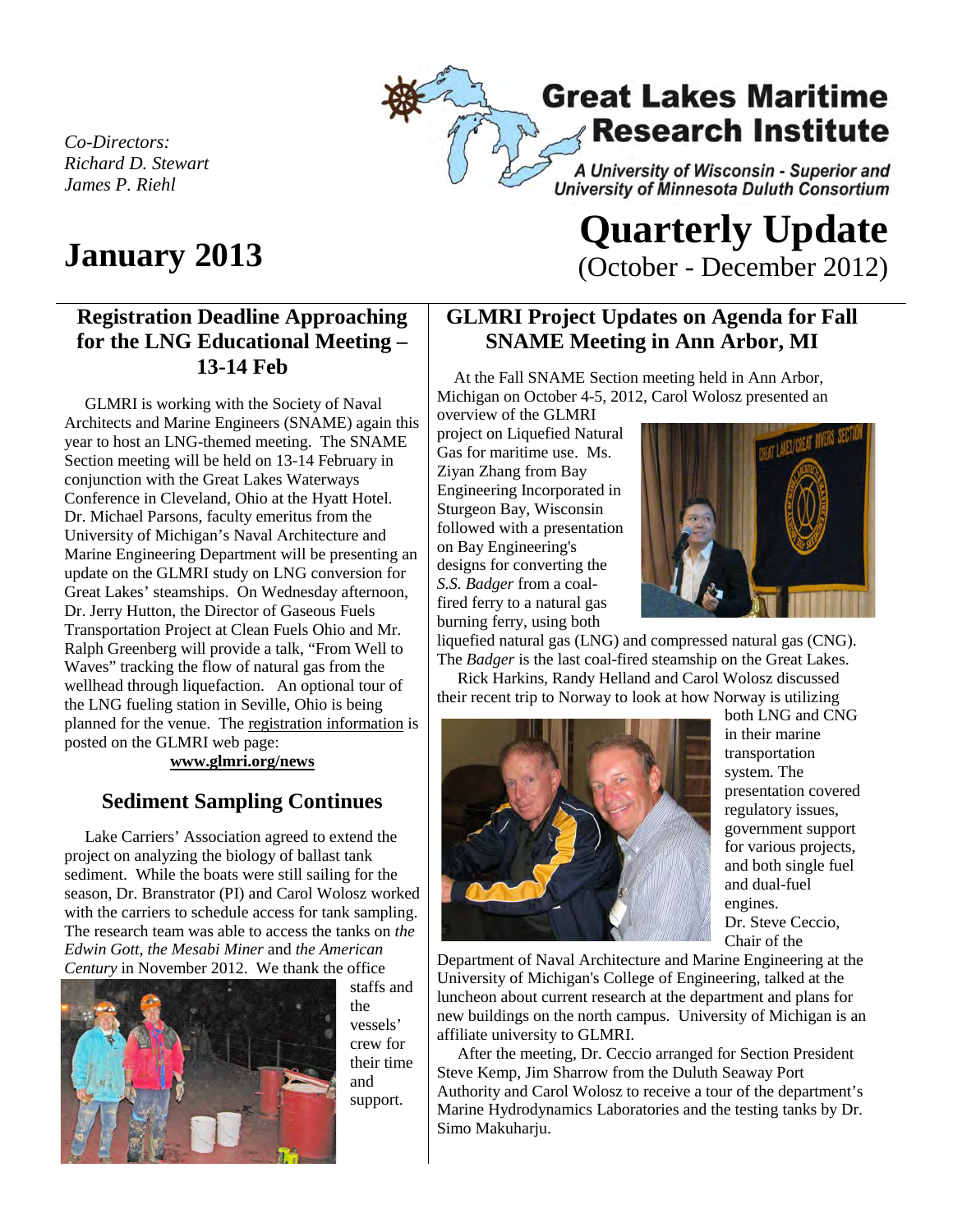Co-Directors:
*Richard D. Stewart*
*James P. Riehl*

# Great Lakes Maritime Research Institute

*A University of Wisconsin - Superior and University of Minnesota Duluth Consortium*

# January 2013

# Quarterly Update
(October - December 2012)

## Registration Deadline Approaching for the LNG Educational Meeting – 13-14 Feb

GLMRI is working with the Society of Naval Architects and Marine Engineers (SNAME) again this year to host an LNG-themed meeting. The SNAME Section meeting will be held on 13-14 February in conjunction with the Great Lakes Waterways Conference in Cleveland, Ohio at the Hyatt Hotel. Dr. Michael Parsons, faculty emeritus from the University of Michigan's Naval Architecture and Marine Engineering Department will be presenting an update on the GLMRI study on LNG conversion for Great Lakes' steamships. On Wednesday afternoon, Dr. Jerry Hutton, the Director of Gaseous Fuels Transportation Project at Clean Fuels Ohio and Mr. Ralph Greenberg will provide a talk, "From Well to Waves" tracking the flow of natural gas from the wellhead through liquefaction. An optional tour of the LNG fueling station in Seville, Ohio is being planned for the venue. The registration information is posted on the GLMRI web page:

**www.glmri.org/news**

## Sediment Sampling Continues

Lake Carriers' Association agreed to extend the project on analyzing the biology of ballast tank sediment. While the boats were still sailing for the season, Dr. Branstrator (PI) and Carol Wolosz worked with the carriers to schedule access for tank sampling. The research team was able to access the tanks on *the Edwin Gott*, *the Mesabi Miner* and *the American Century* in November 2012. We thank the office staffs and the vessels' crew for their time and support.

## GLMRI Project Updates on Agenda for Fall SNAME Meeting in Ann Arbor, MI

At the Fall SNAME Section meeting held in Ann Arbor, Michigan on October 4-5, 2012, Carol Wolosz presented an overview of the GLMRI project on Liquefied Natural Gas for maritime use. Ms. Ziyan Zhang from Bay Engineering Incorporated in Sturgeon Bay, Wisconsin followed with a presentation on Bay Engineering's designs for converting the *S.S. Badger* from a coal-fired ferry to a natural gas burning ferry, using both liquefied natural gas (LNG) and compressed natural gas (CNG). The *Badger* is the last coal-fired steamship on the Great Lakes.

Rick Harkins, Randy Helland and Carol Wolosz discussed their recent trip to Norway to look at how Norway is utilizing both LNG and CNG in their marine transportation system. The presentation covered regulatory issues, government support for various projects, and both single fuel and dual-fuel engines.

Dr. Steve Ceccio, Chair of the Department of Naval Architecture and Marine Engineering at the University of Michigan's College of Engineering, talked at the luncheon about current research at the department and plans for new buildings on the north campus. University of Michigan is an affiliate university to GLMRI.

After the meeting, Dr. Ceccio arranged for Section President Steve Kemp, Jim Sharrow from the Duluth Seaway Port Authority and Carol Wolosz to receive a tour of the department's Marine Hydrodynamics Laboratories and the testing tanks by Dr. Simo Makuharju.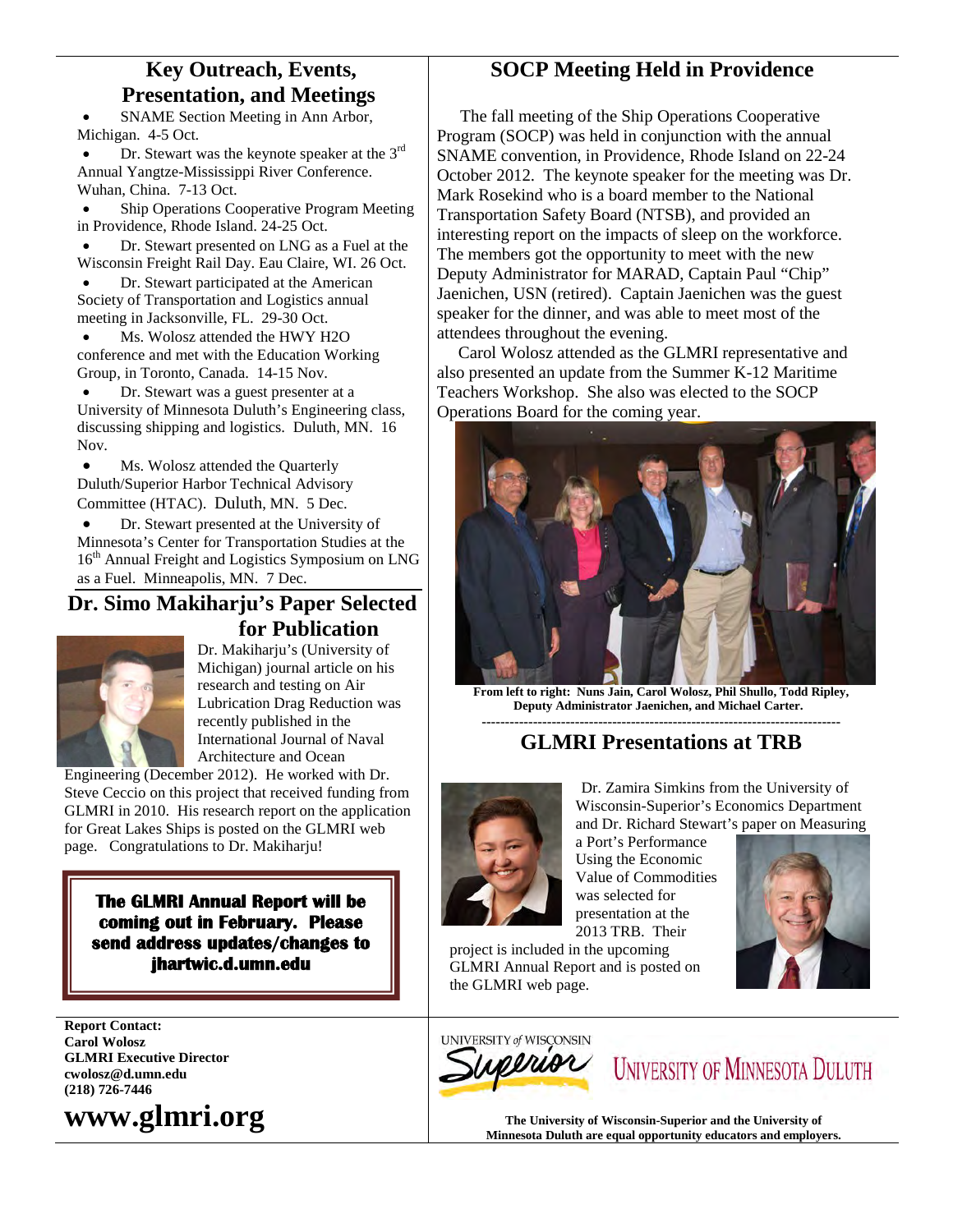## Key Outreach, Events, Presentation, and Meetings

- SNAME Section Meeting in Ann Arbor, Michigan. 4-5 Oct.
- Dr. Stewart was the keynote speaker at the 3rd Annual Yangtze-Mississippi River Conference. Wuhan, China. 7-13 Oct.
- Ship Operations Cooperative Program Meeting in Providence, Rhode Island. 24-25 Oct.
- Dr. Stewart presented on LNG as a Fuel at the Wisconsin Freight Rail Day. Eau Claire, WI. 26 Oct.
- Dr. Stewart participated at the American Society of Transportation and Logistics annual meeting in Jacksonville, FL. 29-30 Oct.
- Ms. Wolosz attended the HWY H2O conference and met with the Education Working Group, in Toronto, Canada. 14-15 Nov.
- Dr. Stewart was a guest presenter at a University of Minnesota Duluth's Engineering class, discussing shipping and logistics. Duluth, MN. 16 Nov.
- Ms. Wolosz attended the Quarterly Duluth/Superior Harbor Technical Advisory Committee (HTAC). Duluth, MN. 5 Dec.
- Dr. Stewart presented at the University of Minnesota's Center for Transportation Studies at the 16th Annual Freight and Logistics Symposium on LNG as a Fuel. Minneapolis, MN. 7 Dec.

## Dr. Simo Makiharju's Paper Selected for Publication

Dr. Makiharju's (University of Michigan) journal article on his research and testing on Air Lubrication Drag Reduction was recently published in the International Journal of Naval Architecture and Ocean Engineering (December 2012). He worked with Dr. Steve Ceccio on this project that received funding from GLMRI in 2010. His research report on the application for Great Lakes Ships is posted on the GLMRI web page. Congratulations to Dr. Makiharju!

**The GLMRI Annual Report will be coming out in February. Please send address updates/changes to jhartwic.d.umn.edu**

## SOCP Meeting Held in Providence

The fall meeting of the Ship Operations Cooperative Program (SOCP) was held in conjunction with the annual SNAME convention, in Providence, Rhode Island on 22-24 October 2012. The keynote speaker for the meeting was Dr. Mark Rosekind who is a board member to the National Transportation Safety Board (NTSB), and provided an interesting report on the impacts of sleep on the workforce. The members got the opportunity to meet with the new Deputy Administrator for MARAD, Captain Paul "Chip" Jaenichen, USN (retired). Captain Jaenichen was the guest speaker for the dinner, and was able to meet most of the attendees throughout the evening.

Carol Wolosz attended as the GLMRI representative and also presented an update from the Summer K-12 Maritime Teachers Workshop. She also was elected to the SOCP Operations Board for the coming year.

**From left to right: Nuns Jain, Carol Wolosz, Phil Shullo, Todd Ripley, Deputy Administrator Jaenichen, and Michael Carter.**

## GLMRI Presentations at TRB

Dr. Zamira Simkins from the University of Wisconsin-Superior's Economics Department and Dr. Richard Stewart's paper on Measuring a Port's Performance Using the Economic Value of Commodities was selected for presentation at the 2013 TRB. Their project is included in the upcoming GLMRI Annual Report and is posted on the GLMRI web page.

**Report Contact:**
**Carol Wolosz**
**GLMRI Executive Director**
**cwolosz@d.umn.edu**
**(218) 726-7446**

# www.glmri.org

UNIVERSITY of WISCONSIN Superior

UNIVERSITY OF MINNESOTA DULUTH

**The University of Wisconsin-Superior and the University of Minnesota Duluth are equal opportunity educators and employers.**